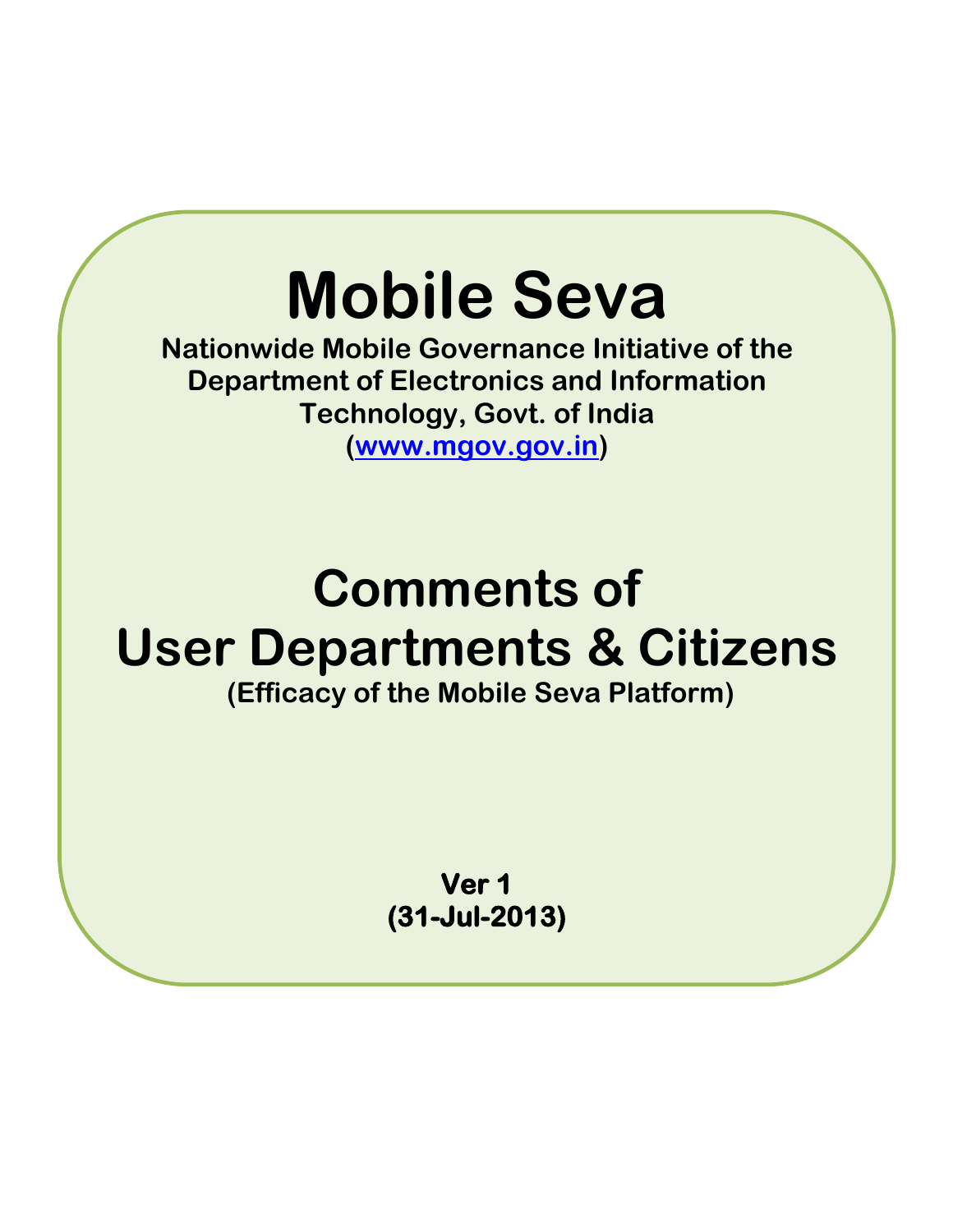# Mobile Seva

**Nationwide Mobile Governance Initiative of the Department of Electronics and Information Technology, Govt. of India**
**([www.mgov.gov.in](http://www.mgov.gov.in))**

# Comments of User Departments & Citizens

**(Efficacy of the Mobile Seva Platform)**

**Ver 1**
**(31-Jul-2013)**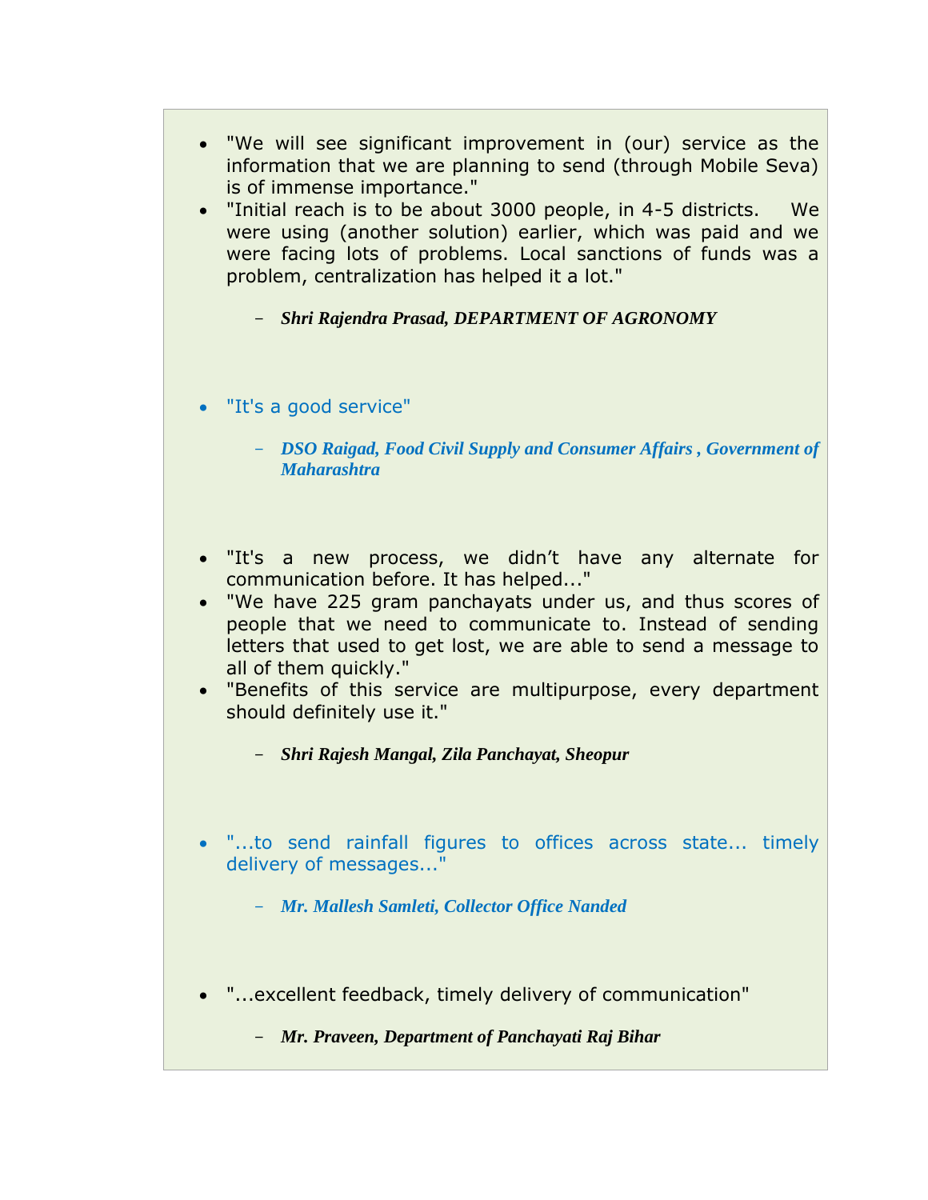- "We will see significant improvement in (our) service as the information that we are planning to send (through Mobile Seva) is of immense importance."
- "Initial reach is to be about 3000 people, in 4-5 districts. We were using (another solution) earlier, which was paid and we were facing lots of problems. Local sanctions of funds was a problem, centralization has helped it a lot."

  - ***Shri Rajendra Prasad, DEPARTMENT OF AGRONOMY***

- "It's a good service"

  - ***DSO Raigad, Food Civil Supply and Consumer Affairs , Government of Maharashtra***

- "It's a new process, we didn't have any alternate for communication before. It has helped..."
- "We have 225 gram panchayats under us, and thus scores of people that we need to communicate to. Instead of sending letters that used to get lost, we are able to send a message to all of them quickly."
- "Benefits of this service are multipurpose, every department should definitely use it."

  - ***Shri Rajesh Mangal, Zila Panchayat, Sheopur***

- "...to send rainfall figures to offices across state... timely delivery of messages..."

  - ***Mr. Mallesh Samleti, Collector Office Nanded***

- "...excellent feedback, timely delivery of communication"

  - ***Mr. Praveen, Department of Panchayati Raj Bihar***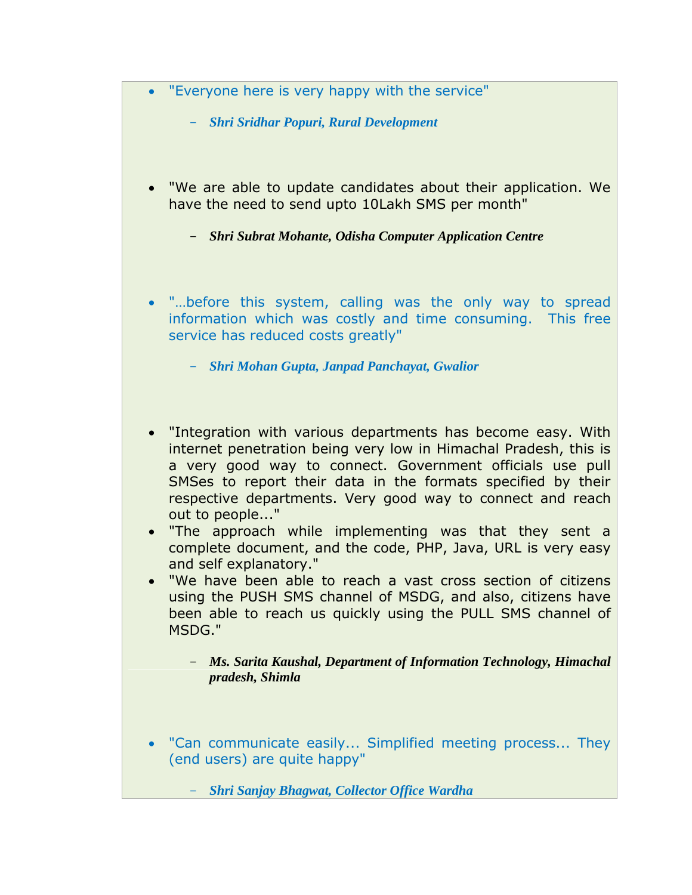- "Everyone here is very happy with the service"

  - ***Shri Sridhar Popuri, Rural Development***

- "We are able to update candidates about their application. We have the need to send upto 10Lakh SMS per month"

  - ***Shri Subrat Mohante, Odisha Computer Application Centre***

- "…before this system, calling was the only way to spread information which was costly and time consuming. This free service has reduced costs greatly"

  - ***Shri Mohan Gupta, Janpad Panchayat, Gwalior***

- "Integration with various departments has become easy. With internet penetration being very low in Himachal Pradesh, this is a very good way to connect. Government officials use pull SMSes to report their data in the formats specified by their respective departments. Very good way to connect and reach out to people..."
- "The approach while implementing was that they sent a complete document, and the code, PHP, Java, URL is very easy and self explanatory."
- "We have been able to reach a vast cross section of citizens using the PUSH SMS channel of MSDG, and also, citizens have been able to reach us quickly using the PULL SMS channel of MSDG."

  - ***Ms. Sarita Kaushal, Department of Information Technology, Himachal pradesh, Shimla***

- "Can communicate easily... Simplified meeting process... They (end users) are quite happy"

  - ***Shri Sanjay Bhagwat, Collector Office Wardha***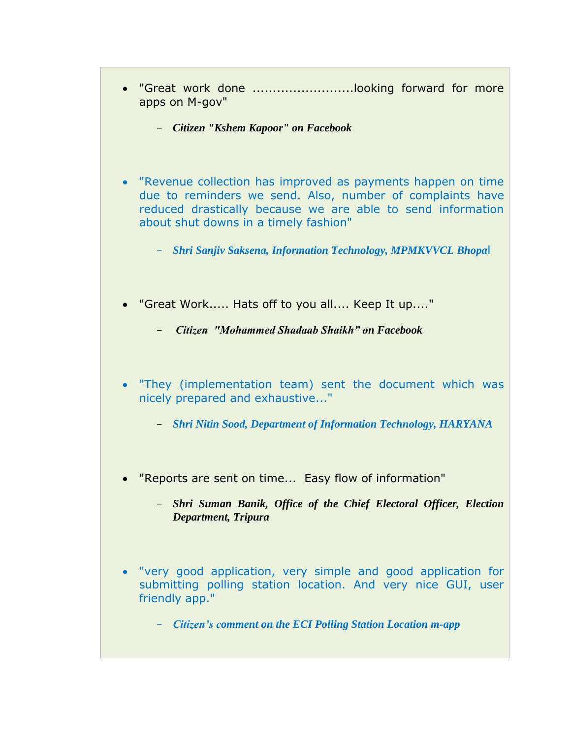- "Great work done ........................looking forward for more apps on M-gov"

  - ***Citizen "Kshem Kapoor" on Facebook***

- "Revenue collection has improved as payments happen on time due to reminders we send. Also, number of complaints have reduced drastically because we are able to send information about shut downs in a timely fashion"

  - ***Shri Sanjiv Saksena, Information Technology, MPMKVVCL Bhopal***

- "Great Work..... Hats off to you all.... Keep It up...."

  - ***Citizen "Mohammed Shadaab Shaikh" on Facebook***

- "They (implementation team) sent the document which was nicely prepared and exhaustive..."

  - ***Shri Nitin Sood, Department of Information Technology, HARYANA***

- "Reports are sent on time... Easy flow of information"

  - ***Shri Suman Banik, Office of the Chief Electoral Officer, Election Department, Tripura***

- "very good application, very simple and good application for submitting polling station location. And very nice GUI, user friendly app."

  - ***Citizen's comment on the ECI Polling Station Location m-app***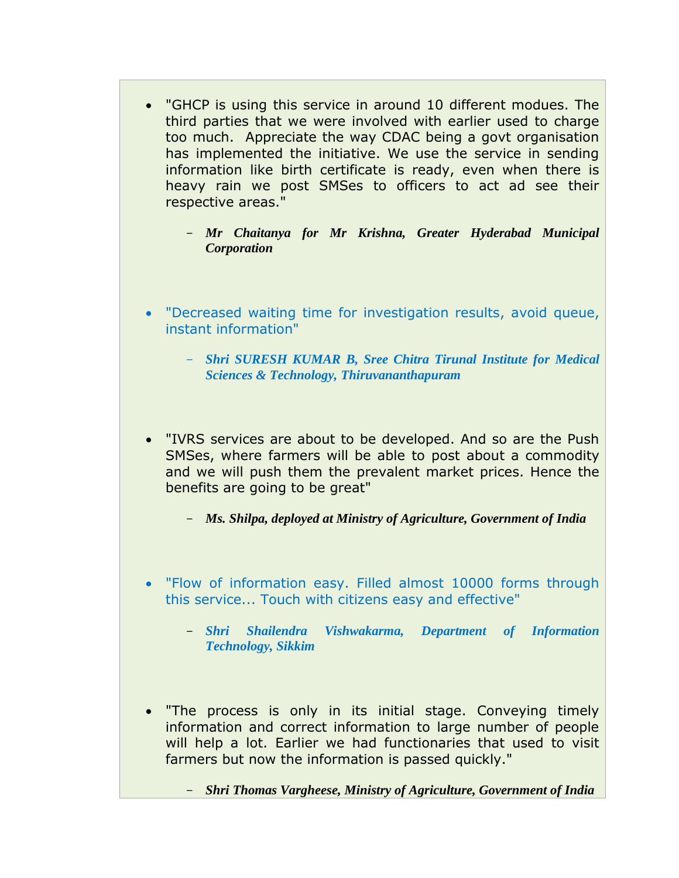- "GHCP is using this service in around 10 different modues. The third parties that we were involved with earlier used to charge too much. Appreciate the way CDAC being a govt organisation has implemented the initiative. We use the service in sending information like birth certificate is ready, even when there is heavy rain we post SMSes to officers to act ad see their respective areas."

  - ***Mr Chaitanya for Mr Krishna, Greater Hyderabad Municipal Corporation***

- "Decreased waiting time for investigation results, avoid queue, instant information"

  - ***Shri SURESH KUMAR B, Sree Chitra Tirunal Institute for Medical Sciences & Technology, Thiruvananthapuram***

- "IVRS services are about to be developed. And so are the Push SMSes, where farmers will be able to post about a commodity and we will push them the prevalent market prices. Hence the benefits are going to be great"

  - ***Ms. Shilpa, deployed at Ministry of Agriculture, Government of India***

- "Flow of information easy. Filled almost 10000 forms through this service... Touch with citizens easy and effective"

  - ***Shri Shailendra Vishwakarma, Department of Information Technology, Sikkim***

- "The process is only in its initial stage. Conveying timely information and correct information to large number of people will help a lot. Earlier we had functionaries that used to visit farmers but now the information is passed quickly."

  - ***Shri Thomas Vargheese, Ministry of Agriculture, Government of India***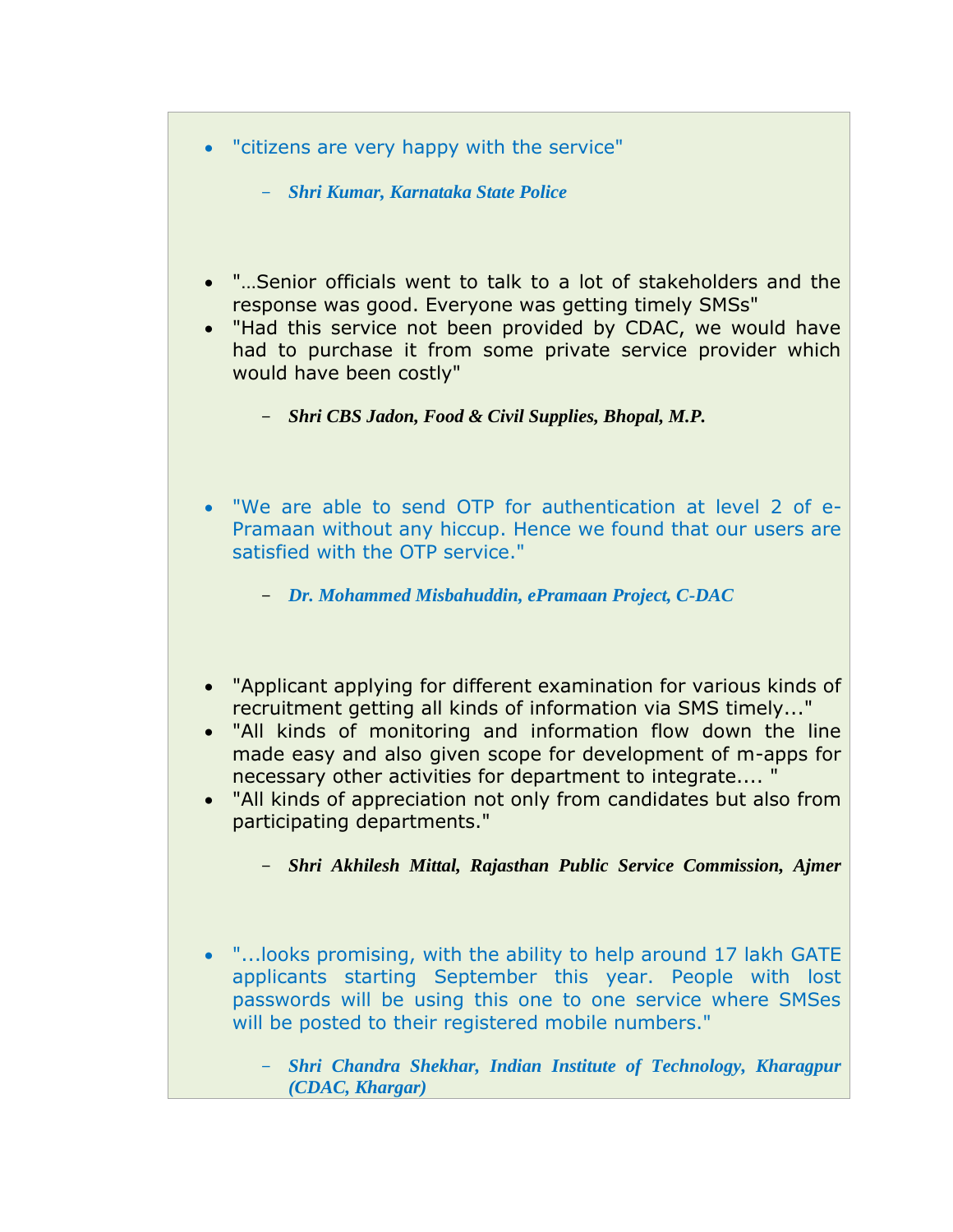- "citizens are very happy with the service"

  – ***Shri Kumar, Karnataka State Police***

- "…Senior officials went to talk to a lot of stakeholders and the response was good. Everyone was getting timely SMSs"
- "Had this service not been provided by CDAC, we would have had to purchase it from some private service provider which would have been costly"

  – ***Shri CBS Jadon, Food & Civil Supplies, Bhopal, M.P.***

- "We are able to send OTP for authentication at level 2 of e-Pramaan without any hiccup. Hence we found that our users are satisfied with the OTP service."

  – ***Dr. Mohammed Misbahuddin, ePramaan Project, C-DAC***

- "Applicant applying for different examination for various kinds of recruitment getting all kinds of information via SMS timely..."
- "All kinds of monitoring and information flow down the line made easy and also given scope for development of m-apps for necessary other activities for department to integrate.... "
- "All kinds of appreciation not only from candidates but also from participating departments."

  – ***Shri Akhilesh Mittal, Rajasthan Public Service Commission, Ajmer***

- "...looks promising, with the ability to help around 17 lakh GATE applicants starting September this year. People with lost passwords will be using this one to one service where SMSes will be posted to their registered mobile numbers."

  – ***Shri Chandra Shekhar, Indian Institute of Technology, Kharagpur (CDAC, Khargar)***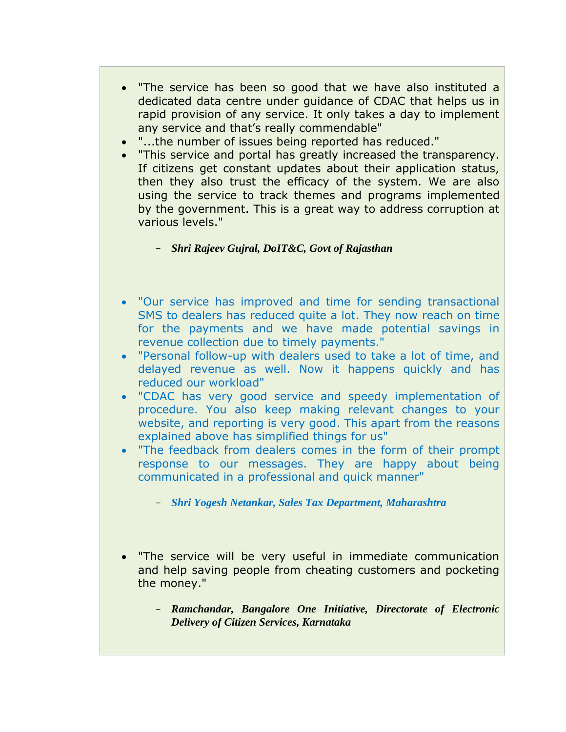- "The service has been so good that we have also instituted a dedicated data centre under guidance of CDAC that helps us in rapid provision of any service. It only takes a day to implement any service and that's really commendable"
- "...the number of issues being reported has reduced."
- "This service and portal has greatly increased the transparency. If citizens get constant updates about their application status, then they also trust the efficacy of the system. We are also using the service to track themes and programs implemented by the government. This is a great way to address corruption at various levels."

  - ***Shri Rajeev Gujral, DoIT&C, Govt of Rajasthan***

- "Our service has improved and time for sending transactional SMS to dealers has reduced quite a lot. They now reach on time for the payments and we have made potential savings in revenue collection due to timely payments."
- "Personal follow-up with dealers used to take a lot of time, and delayed revenue as well. Now it happens quickly and has reduced our workload"
- "CDAC has very good service and speedy implementation of procedure. You also keep making relevant changes to your website, and reporting is very good. This apart from the reasons explained above has simplified things for us"
- "The feedback from dealers comes in the form of their prompt response to our messages. They are happy about being communicated in a professional and quick manner"

  - ***Shri Yogesh Netankar, Sales Tax Department, Maharashtra***

- "The service will be very useful in immediate communication and help saving people from cheating customers and pocketing the money."

  - ***Ramchandar, Bangalore One Initiative, Directorate of Electronic Delivery of Citizen Services, Karnataka***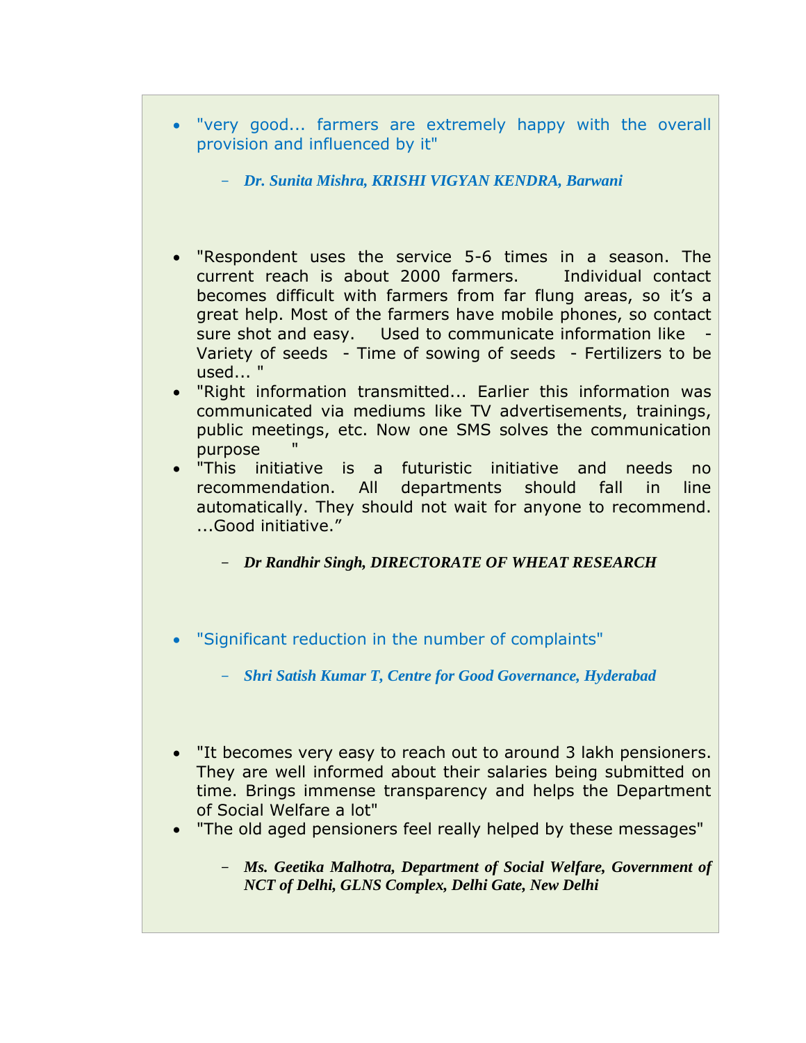- "very good... farmers are extremely happy with the overall provision and influenced by it"

  - ***Dr. Sunita Mishra, KRISHI VIGYAN KENDRA, Barwani***

- "Respondent uses the service 5-6 times in a season. The current reach is about 2000 farmers. Individual contact becomes difficult with farmers from far flung areas, so it's a great help. Most of the farmers have mobile phones, so contact sure shot and easy. Used to communicate information like - Variety of seeds - Time of sowing of seeds - Fertilizers to be used... "
- "Right information transmitted... Earlier this information was communicated via mediums like TV advertisements, trainings, public meetings, etc. Now one SMS solves the communication purpose "
- "This initiative is a futuristic initiative and needs no recommendation. All departments should fall in line automatically. They should not wait for anyone to recommend. ...Good initiative."

  - ***Dr Randhir Singh, DIRECTORATE OF WHEAT RESEARCH***

- "Significant reduction in the number of complaints"

  - ***Shri Satish Kumar T, Centre for Good Governance, Hyderabad***

- "It becomes very easy to reach out to around 3 lakh pensioners. They are well informed about their salaries being submitted on time. Brings immense transparency and helps the Department of Social Welfare a lot"
- "The old aged pensioners feel really helped by these messages"

  - ***Ms. Geetika Malhotra, Department of Social Welfare, Government of NCT of Delhi, GLNS Complex, Delhi Gate, New Delhi***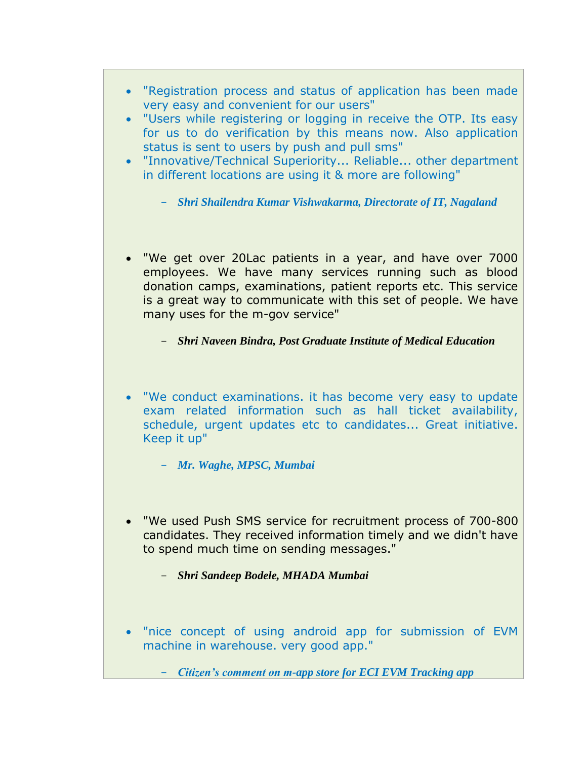- "Registration process and status of application has been made very easy and convenient for our users"
- "Users while registering or logging in receive the OTP. Its easy for us to do verification by this means now. Also application status is sent to users by push and pull sms"
- "Innovative/Technical Superiority... Reliable... other department in different locations are using it & more are following"

    - ***Shri Shailendra Kumar Vishwakarma, Directorate of IT, Nagaland***

- "We get over 20Lac patients in a year, and have over 7000 employees. We have many services running such as blood donation camps, examinations, patient reports etc. This service is a great way to communicate with this set of people. We have many uses for the m-gov service"

    - ***Shri Naveen Bindra, Post Graduate Institute of Medical Education***

- "We conduct examinations. it has become very easy to update exam related information such as hall ticket availability, schedule, urgent updates etc to candidates... Great initiative. Keep it up"

    - ***Mr. Waghe, MPSC, Mumbai***

- "We used Push SMS service for recruitment process of 700-800 candidates. They received information timely and we didn't have to spend much time on sending messages."

    - ***Shri Sandeep Bodele, MHADA Mumbai***

- "nice concept of using android app for submission of EVM machine in warehouse. very good app."

    - ***Citizen's comment on m-app store for ECI EVM Tracking app***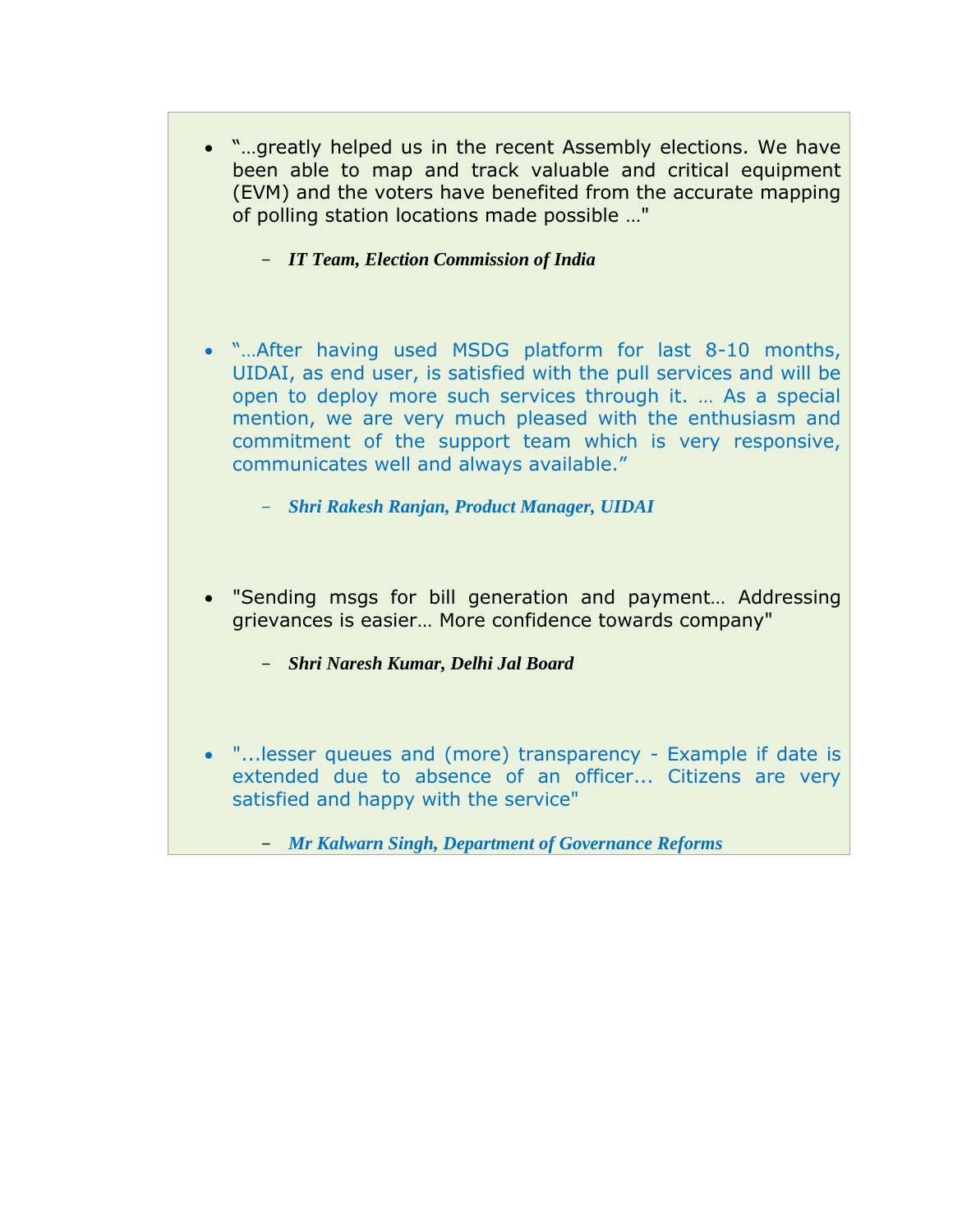- "…greatly helped us in the recent Assembly elections. We have been able to map and track valuable and critical equipment (EVM) and the voters have benefited from the accurate mapping of polling station locations made possible …"

  - ***IT Team, Election Commission of India***

- "…After having used MSDG platform for last 8-10 months, UIDAI, as end user, is satisfied with the pull services and will be open to deploy more such services through it. … As a special mention, we are very much pleased with the enthusiasm and commitment of the support team which is very responsive, communicates well and always available."

  - ***Shri Rakesh Ranjan, Product Manager, UIDAI***

- "Sending msgs for bill generation and payment… Addressing grievances is easier… More confidence towards company"

  - ***Shri Naresh Kumar, Delhi Jal Board***

- "...lesser queues and (more) transparency - Example if date is extended due to absence of an officer... Citizens are very satisfied and happy with the service"

  - ***Mr Kalwarn Singh, Department of Governance Reforms***